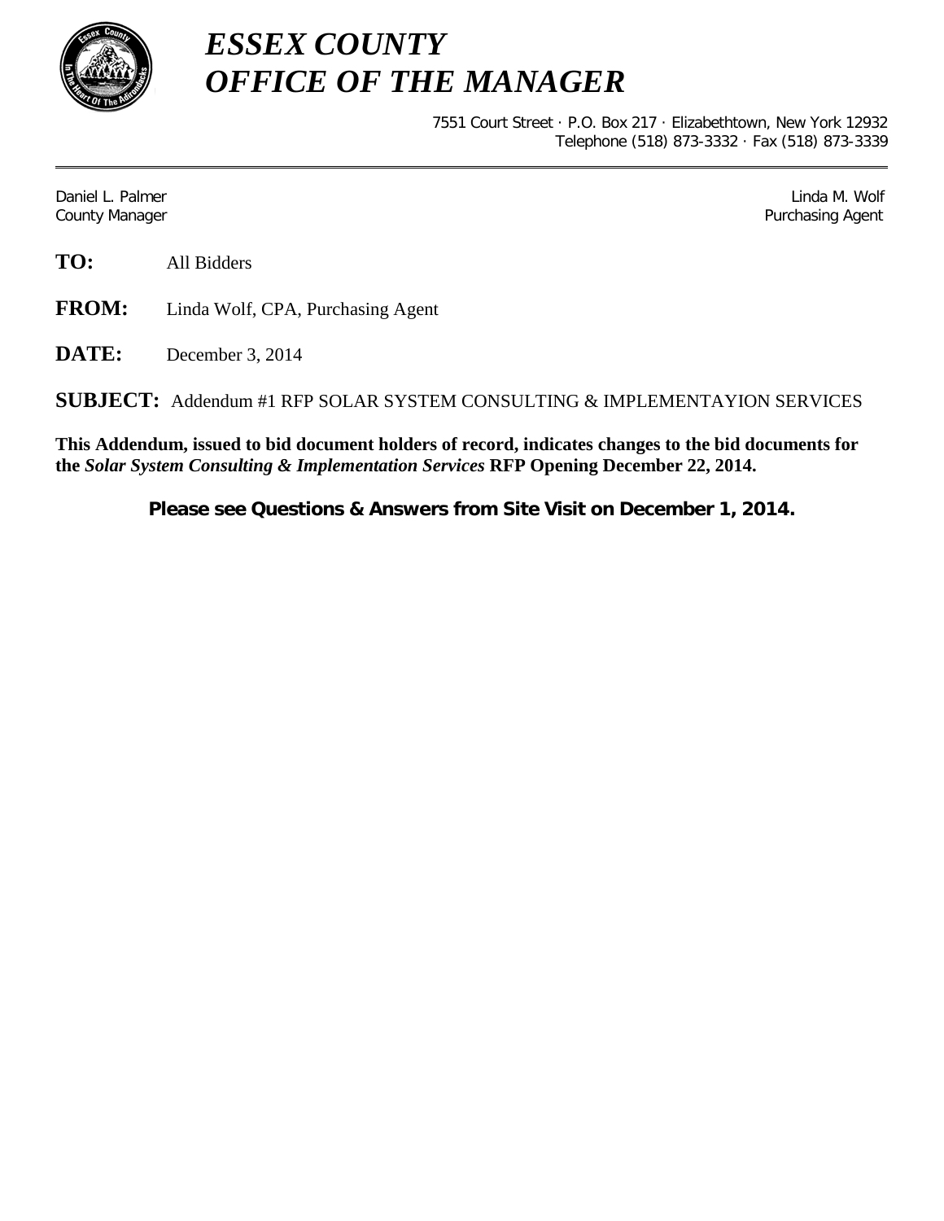# *ESSEX COUNTY*
# *OFFICE OF THE MANAGER*

7551 Court Street · P.O. Box 217 · Elizabethtown, New York 12932
Telephone (518) 873-3332 · Fax (518) 873-3339

---

Daniel L. Palmer
County Manager

Linda M. Wolf
Purchasing Agent

**TO:** All Bidders

**FROM:** Linda Wolf, CPA, Purchasing Agent

**DATE:** December 3, 2014

**SUBJECT:** Addendum #1 RFP SOLAR SYSTEM CONSULTING & IMPLEMENTAYION SERVICES

**This Addendum, issued to bid document holders of record, indicates changes to the bid documents for the *Solar System Consulting & Implementation Services* RFP Opening December 22, 2014.**

**Please see Questions & Answers from Site Visit on December 1, 2014.**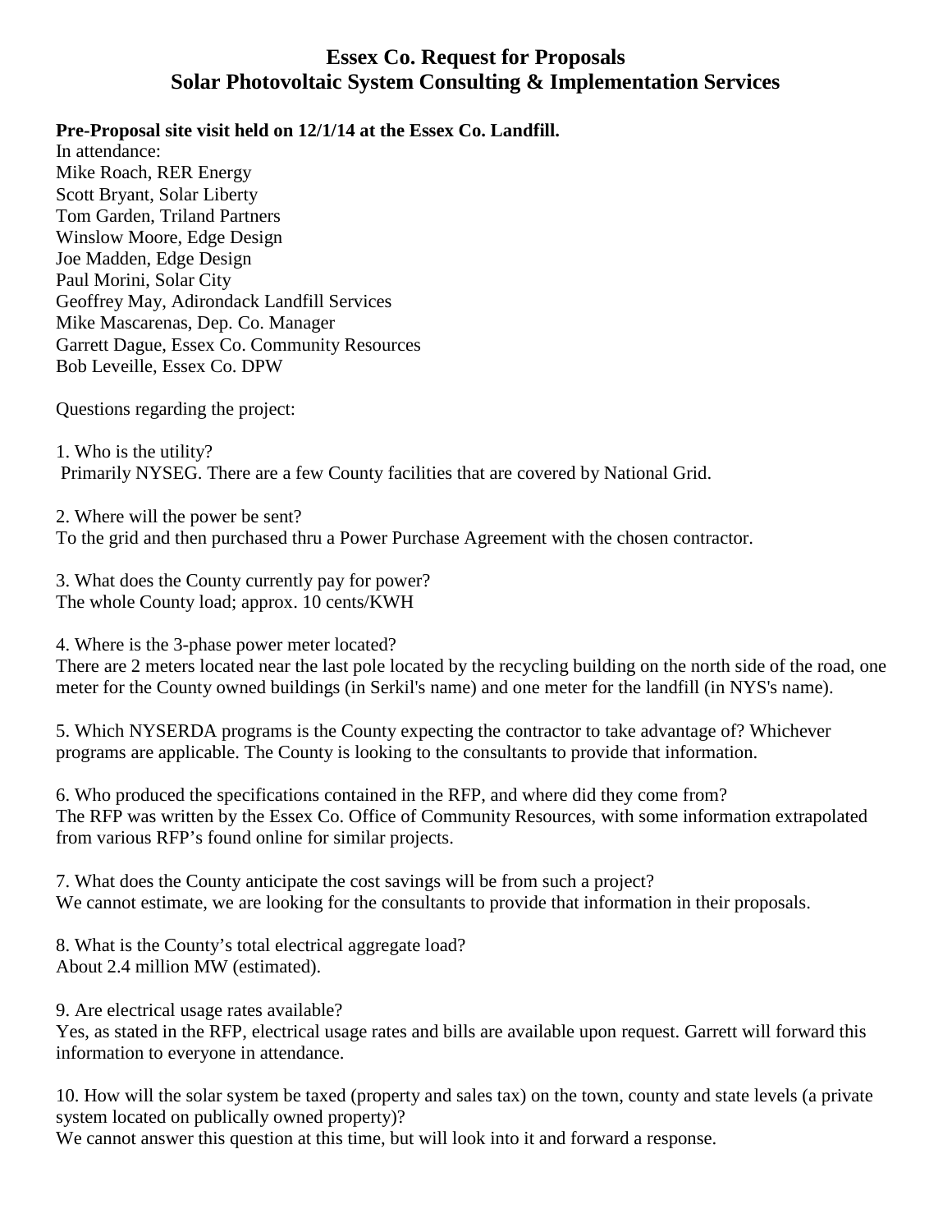# Essex Co. Request for Proposals
# Solar Photovoltaic System Consulting & Implementation Services

**Pre-Proposal site visit held on 12/1/14 at the Essex Co. Landfill.**

In attendance:
Mike Roach, RER Energy
Scott Bryant, Solar Liberty
Tom Garden, Triland Partners
Winslow Moore, Edge Design
Joe Madden, Edge Design
Paul Morini, Solar City
Geoffrey May, Adirondack Landfill Services
Mike Mascarenas, Dep. Co. Manager
Garrett Dague, Essex Co. Community Resources
Bob Leveille, Essex Co. DPW

Questions regarding the project:

1. Who is the utility?
Primarily NYSEG. There are a few County facilities that are covered by National Grid.

2. Where will the power be sent?
To the grid and then purchased thru a Power Purchase Agreement with the chosen contractor.

3. What does the County currently pay for power?
The whole County load; approx. 10 cents/KWH

4. Where is the 3-phase power meter located?
There are 2 meters located near the last pole located by the recycling building on the north side of the road, one meter for the County owned buildings (in Serkil's name) and one meter for the landfill (in NYS's name).

5. Which NYSERDA programs is the County expecting the contractor to take advantage of? Whichever programs are applicable. The County is looking to the consultants to provide that information.

6. Who produced the specifications contained in the RFP, and where did they come from?
The RFP was written by the Essex Co. Office of Community Resources, with some information extrapolated from various RFP's found online for similar projects.

7. What does the County anticipate the cost savings will be from such a project?
We cannot estimate, we are looking for the consultants to provide that information in their proposals.

8. What is the County's total electrical aggregate load?
About 2.4 million MW (estimated).

9. Are electrical usage rates available?
Yes, as stated in the RFP, electrical usage rates and bills are available upon request. Garrett will forward this information to everyone in attendance.

10. How will the solar system be taxed (property and sales tax) on the town, county and state levels (a private system located on publically owned property)?
We cannot answer this question at this time, but will look into it and forward a response.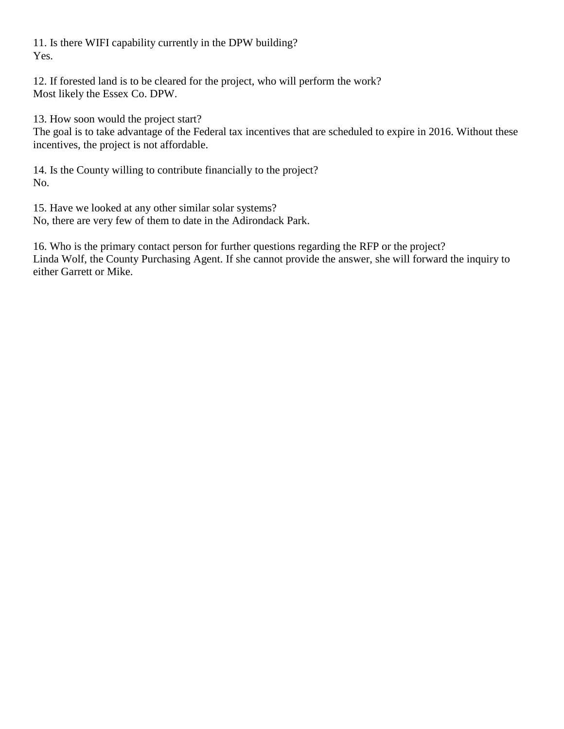11. Is there WIFI capability currently in the DPW building?
Yes.

12. If forested land is to be cleared for the project, who will perform the work?
Most likely the Essex Co. DPW.

13. How soon would the project start?
The goal is to take advantage of the Federal tax incentives that are scheduled to expire in 2016. Without these incentives, the project is not affordable.

14. Is the County willing to contribute financially to the project?
No.

15. Have we looked at any other similar solar systems?
No, there are very few of them to date in the Adirondack Park.

16. Who is the primary contact person for further questions regarding the RFP or the project?
Linda Wolf, the County Purchasing Agent. If she cannot provide the answer, she will forward the inquiry to either Garrett or Mike.